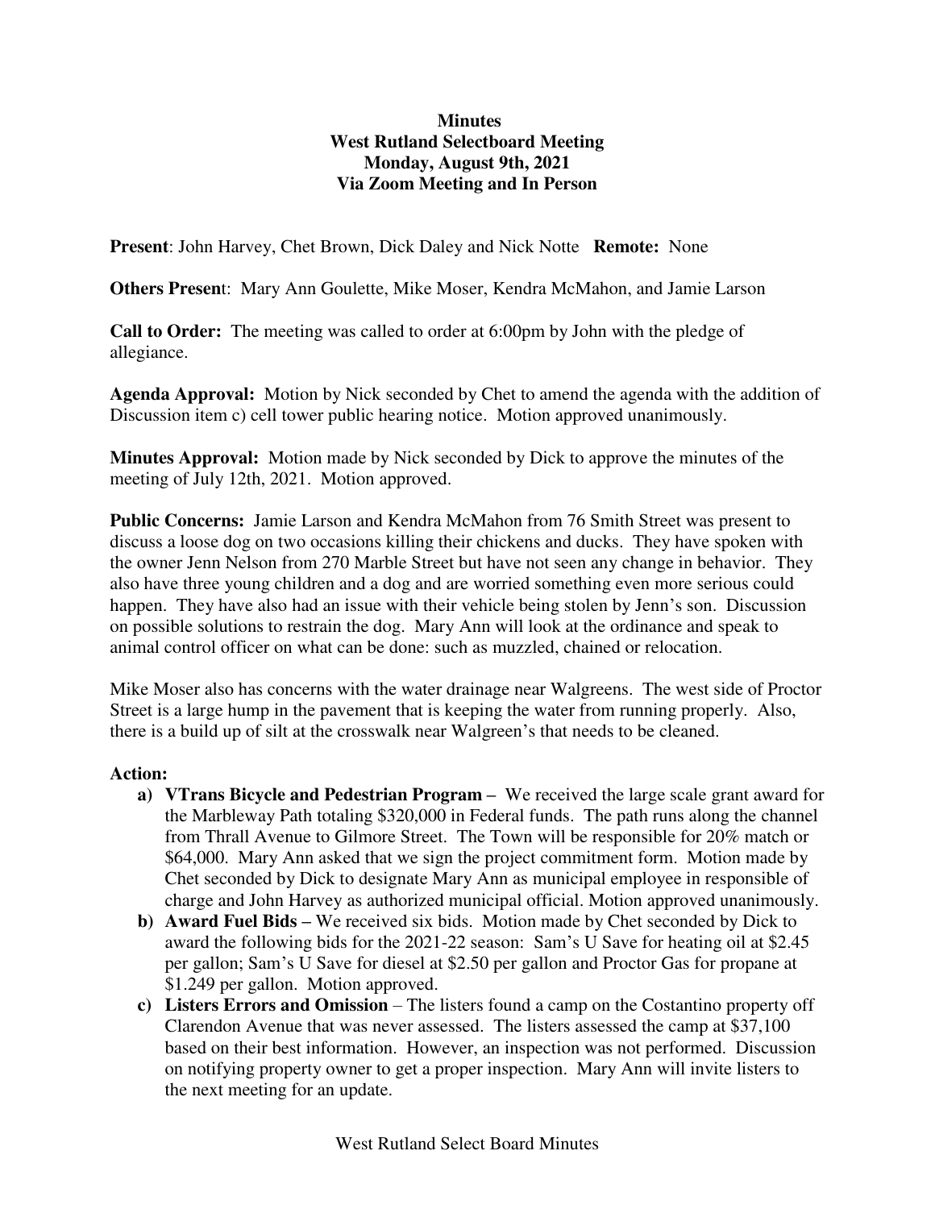**Minutes**
**West Rutland Selectboard Meeting**
**Monday, August 9th, 2021**
**Via Zoom Meeting and In Person**

**Present**: John Harvey, Chet Brown, Dick Daley and Nick Notte **Remote:** None

**Others Present**: Mary Ann Goulette, Mike Moser, Kendra McMahon, and Jamie Larson

**Call to Order:** The meeting was called to order at 6:00pm by John with the pledge of allegiance.

**Agenda Approval:** Motion by Nick seconded by Chet to amend the agenda with the addition of Discussion item c) cell tower public hearing notice. Motion approved unanimously.

**Minutes Approval:** Motion made by Nick seconded by Dick to approve the minutes of the meeting of July 12th, 2021. Motion approved.

**Public Concerns:** Jamie Larson and Kendra McMahon from 76 Smith Street was present to discuss a loose dog on two occasions killing their chickens and ducks. They have spoken with the owner Jenn Nelson from 270 Marble Street but have not seen any change in behavior. They also have three young children and a dog and are worried something even more serious could happen. They have also had an issue with their vehicle being stolen by Jenn's son. Discussion on possible solutions to restrain the dog. Mary Ann will look at the ordinance and speak to animal control officer on what can be done: such as muzzled, chained or relocation.

Mike Moser also has concerns with the water drainage near Walgreens. The west side of Proctor Street is a large hump in the pavement that is keeping the water from running properly. Also, there is a build up of silt at the crosswalk near Walgreen's that needs to be cleaned.

**Action:**

- **a) VTrans Bicycle and Pedestrian Program –** We received the large scale grant award for the Marbleway Path totaling $320,000 in Federal funds. The path runs along the channel from Thrall Avenue to Gilmore Street. The Town will be responsible for 20% match or $64,000. Mary Ann asked that we sign the project commitment form. Motion made by Chet seconded by Dick to designate Mary Ann as municipal employee in responsible of charge and John Harvey as authorized municipal official. Motion approved unanimously.
- **b) Award Fuel Bids –** We received six bids. Motion made by Chet seconded by Dick to award the following bids for the 2021-22 season: Sam's U Save for heating oil at $2.45 per gallon; Sam's U Save for diesel at $2.50 per gallon and Proctor Gas for propane at $1.249 per gallon. Motion approved.
- **c) Listers Errors and Omission** – The listers found a camp on the Costantino property off Clarendon Avenue that was never assessed. The listers assessed the camp at $37,100 based on their best information. However, an inspection was not performed. Discussion on notifying property owner to get a proper inspection. Mary Ann will invite listers to the next meeting for an update.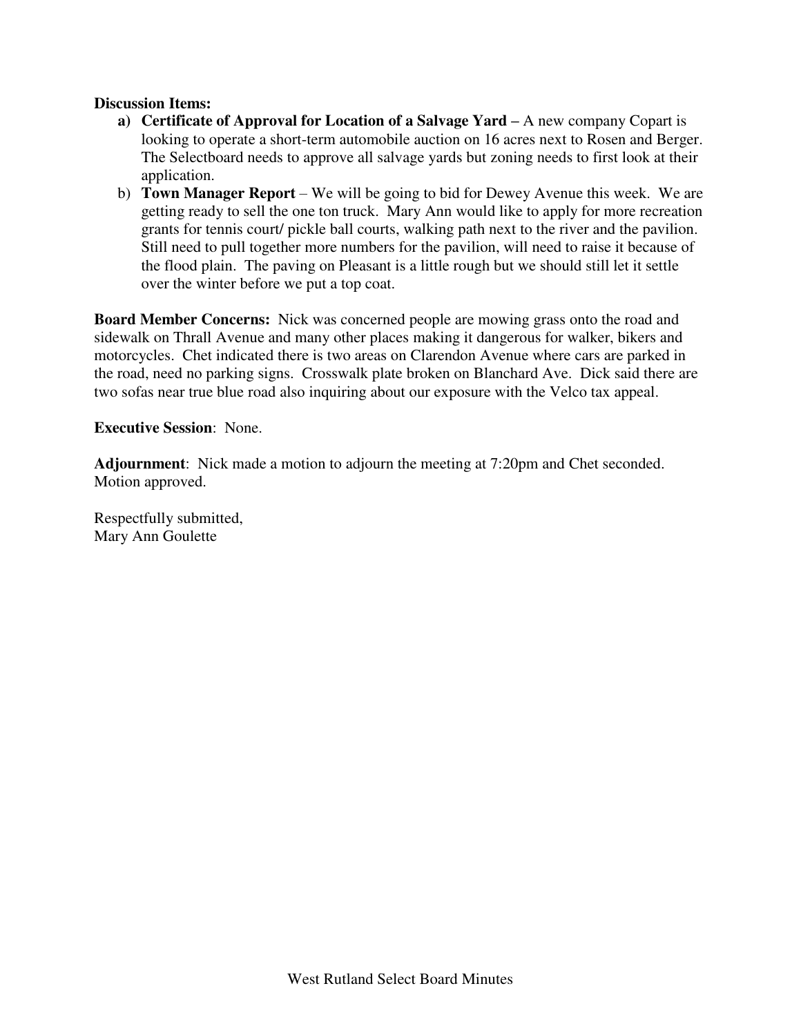**Discussion Items:**

a) **Certificate of Approval for Location of a Salvage Yard –** A new company Copart is looking to operate a short-term automobile auction on 16 acres next to Rosen and Berger. The Selectboard needs to approve all salvage yards but zoning needs to first look at their application.

b) **Town Manager Report** – We will be going to bid for Dewey Avenue this week. We are getting ready to sell the one ton truck. Mary Ann would like to apply for more recreation grants for tennis court/ pickle ball courts, walking path next to the river and the pavilion. Still need to pull together more numbers for the pavilion, will need to raise it because of the flood plain. The paving on Pleasant is a little rough but we should still let it settle over the winter before we put a top coat.

**Board Member Concerns:** Nick was concerned people are mowing grass onto the road and sidewalk on Thrall Avenue and many other places making it dangerous for walker, bikers and motorcycles. Chet indicated there is two areas on Clarendon Avenue where cars are parked in the road, need no parking signs. Crosswalk plate broken on Blanchard Ave. Dick said there are two sofas near true blue road also inquiring about our exposure with the Velco tax appeal.

**Executive Session**: None.

**Adjournment**: Nick made a motion to adjourn the meeting at 7:20pm and Chet seconded. Motion approved.

Respectfully submitted,
Mary Ann Goulette